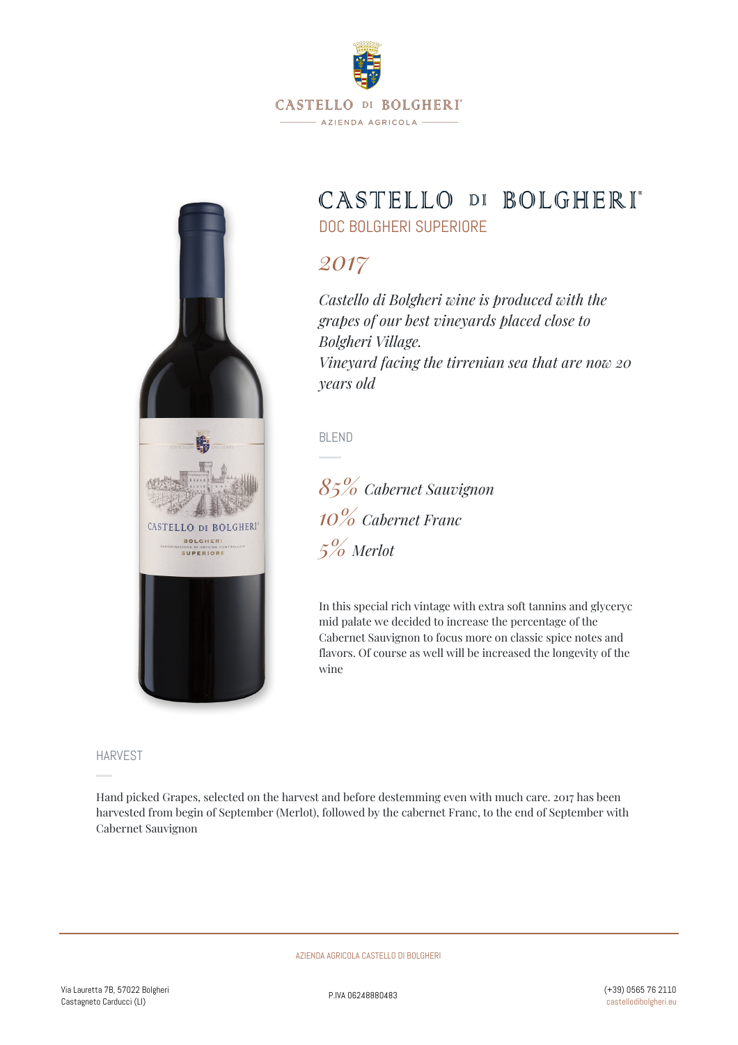CASTELLO DI BOLGHERI®

AZIENDA AGRICOLA

# CASTELLO DI BOLGHERI®

## DOC BOLGHERI SUPERIORE

## *2017*

*Castello di Bolgheri wine is produced with the grapes of our best vineyards placed close to Bolgheri Village.*
*Vineyard facing the tirrenian sea that are now 20 years old*

### BLEND

*85% Cabernet Sauvignon*
*10% Cabernet Franc*
*5% Merlot*

In this special rich vintage with extra soft tannins and glyceryc mid palate we decided to increase the percentage of the Cabernet Sauvignon to focus more on classic spice notes and flavors. Of course as well will be increased the longevity of the wine

### HARVEST

Hand picked Grapes, selected on the harvest and before destemming even with much care. 2017 has been harvested from begin of September (Merlot), followed by the cabernet Franc, to the end of September with Cabernet Sauvignon

AZIENDA AGRICOLA CASTELLO DI BOLGHERI

Via Lauretta 7B, 57022 Bolgheri
Castagneto Carducci (LI)

P.IVA 06248880483

(+39) 0565 76 2110
castellodibolgheri.eu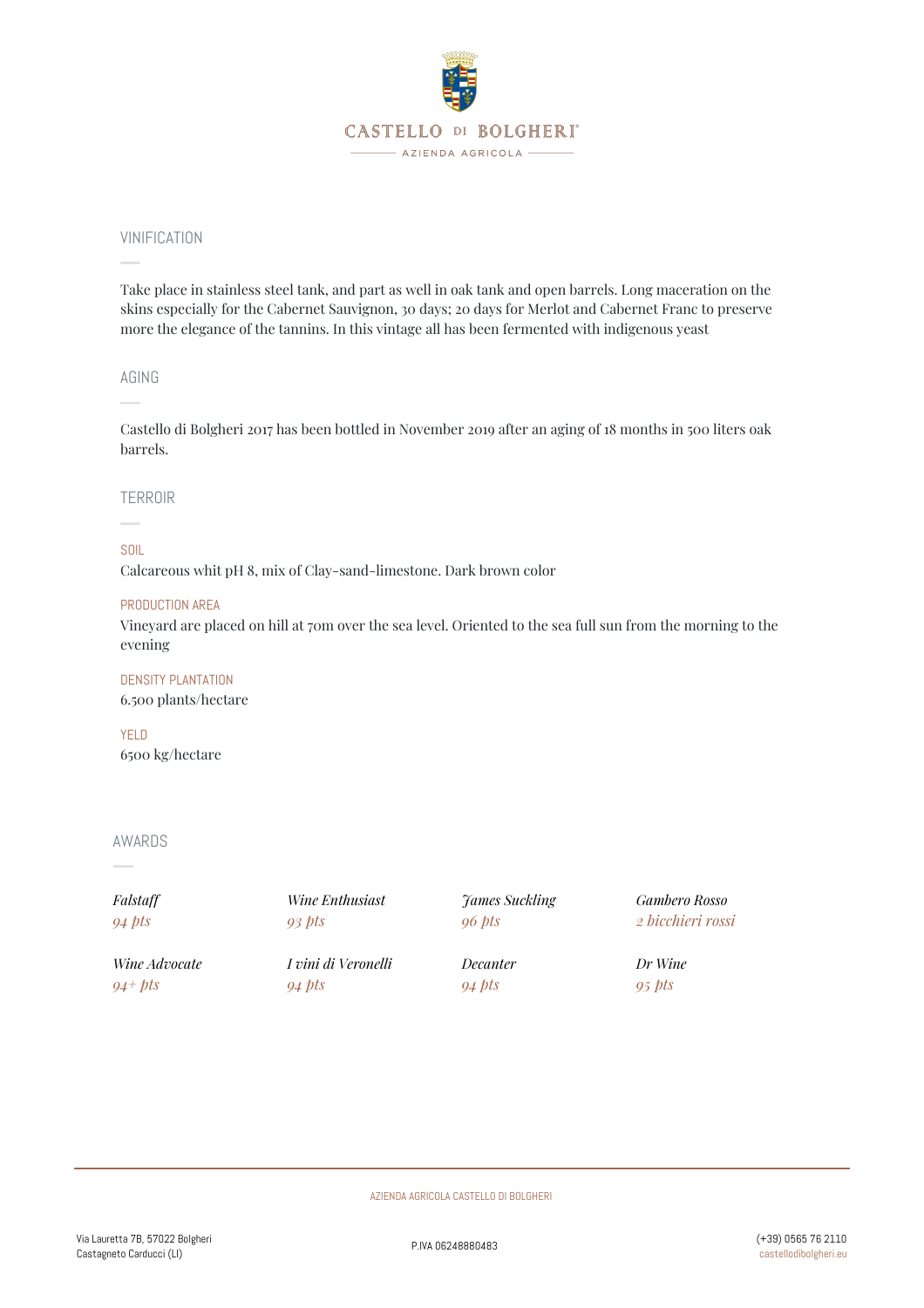CASTELLO DI BOLGHERI

AZIENDA AGRICOLA

## VINIFICATION

Take place in stainless steel tank, and part as well in oak tank and open barrels. Long maceration on the skins especially for the Cabernet Sauvignon, 30 days; 20 days for Merlot and Cabernet Franc to preserve more the elegance of the tannins. In this vintage all has been fermented with indigenous yeast

## AGING

Castello di Bolgheri 2017 has been bottled in November 2019 after an aging of 18 months in 500 liters oak barrels.

## TERROIR

### SOIL

Calcareous whit pH 8, mix of Clay-sand-limestone. Dark brown color

### PRODUCTION AREA

Vineyard are placed on hill at 70m over the sea level. Oriented to the sea full sun from the morning to the evening

### DENSITY PLANTATION

6.500 plants/hectare

### YELD

6500 kg/hectare

## AWARDS

| | | | |
|---|---|---|---|
| *Falstaff* *94 pts* | *Wine Enthusiast* *93 pts* | *James Suckling* *96 pts* | *Gambero Rosso* *2 bicchieri rossi* |
| *Wine Advocate* *94+ pts* | *I vini di Veronelli* *94 pts* | *Decanter* *94 pts* | *Dr Wine* *95 pts* |

AZIENDA AGRICOLA CASTELLO DI BOLGHERI

Via Lauretta 7B, 57022 Bolgheri
Castagneto Carducci (LI)

P.IVA 06248880483

(+39) 0565 76 2110
castellodibolgheri.eu